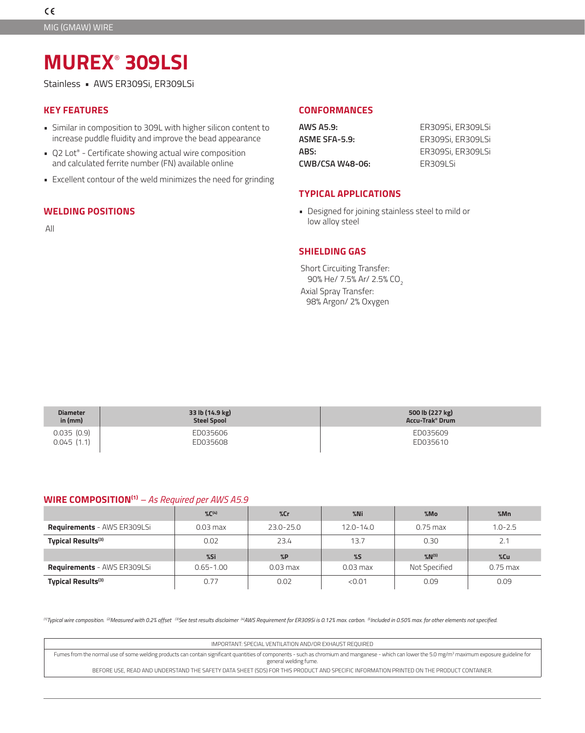CE

MIG (GMAW) WIRE

# MUREX® 309LSI

Stainless ▪ AWS ER309Si, ER309LSi

## KEY FEATURES

- Similar in composition to 309L with higher silicon content to increase puddle fluidity and improve the bead appearance
- Q2 Lot® - Certificate showing actual wire composition and calculated ferrite number (FN) available online
- Excellent contour of the weld minimizes the need for grinding

## WELDING POSITIONS

All

## CONFORMANCES

| | |
|---|---|
| **AWS A5.9:** | ER309Si, ER309LSi |
| **ASME SFA-5.9:** | ER309Si, ER309LSi |
| **ABS:** | ER309Si, ER309LSi |
| **CWB/CSA W48-06:** | ER309LSi |

## TYPICAL APPLICATIONS

- Designed for joining stainless steel to mild or low alloy steel

## SHIELDING GAS

Short Circuiting Transfer:
90% He/ 7.5% Ar/ 2.5% $CO_2$

Axial Spray Transfer:
98% Argon/ 2% Oxygen

| Diameter in (mm) | 33 lb (14.9 kg) Steel Spool | 500 lb (227 kg) Accu-Trak® Drum |
|---|---|---|
| 0.035 (0.9) | ED035606 | ED035609 |
| 0.045 (1.1) | ED035608 | ED035610 |

## WIRE COMPOSITION[1] – *As Required per AWS A5.9*

| | %C[4] | %Cr | %Ni | %Mo | %Mn |
|---|---|---|---|---|---|
| **Requirements** - AWS ER309LSi | 0.03 max | 23.0-25.0 | 12.0-14.0 | 0.75 max | 1.0-2.5 |
| **Typical Results**[3] | 0.02 | 23.4 | 13.7 | 0.30 | 2.1 |
| | **%Si** | **%P** | **%S** | **%N[5]** | **%Cu** |
| **Requirements** - AWS ER309LSi | 0.65-1.00 | 0.03 max | 0.03 max | Not Specified | 0.75 max |
| **Typical Results**[3] | 0.77 | 0.02 | <0.01 | 0.09 | 0.09 |

*[1]Typical wire composition. [2]Measured with 0.2% offset [3]See test results disclaimer [4]AWS Requirement for ER309Si is 0.12% max. carbon. [5]Included in 0.50% max. for other elements not specified.*

IMPORTANT: SPECIAL VENTILATION AND/OR EXHAUST REQUIRED

Fumes from the normal use of some welding products can contain significant quantities of components - such as chromium and manganese - which can lower the 5.0 mg/m³ maximum exposure guideline for general welding fume.

BEFORE USE, READ AND UNDERSTAND THE SAFETY DATA SHEET (SDS) FOR THIS PRODUCT AND SPECIFIC INFORMATION PRINTED ON THE PRODUCT CONTAINER.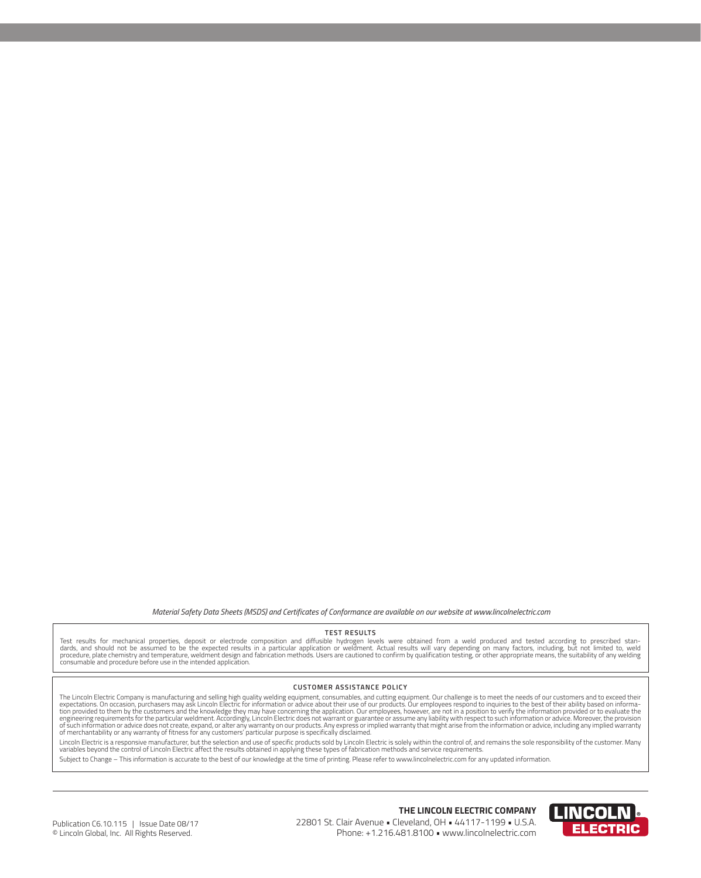*Material Safety Data Sheets (MSDS) and Certificates of Conformance are available on our website at www.lincolnelectric.com*

**TEST RESULTS**

Test results for mechanical properties, deposit or electrode composition and diffusible hydrogen levels were obtained from a weld produced and tested according to prescribed standards, and should not be assumed to be the expected results in a particular application or weldment. Actual results will vary depending on many factors, including, but not limited to, weld procedure, plate chemistry and temperature, weldment design and fabrication methods. Users are cautioned to confirm by qualification testing, or other appropriate means, the suitability of any welding consumable and procedure before use in the intended application.

**CUSTOMER ASSISTANCE POLICY**

The Lincoln Electric Company is manufacturing and selling high quality welding equipment, consumables, and cutting equipment. Our challenge is to meet the needs of our customers and to exceed their expectations. On occasion, purchasers may ask Lincoln Electric for information or advice about their use of our products. Our employees respond to inquiries to the best of their ability based on information provided to them by the customers and the knowledge they may have concerning the application. Our employees, however, are not in a position to verify the information provided or to evaluate the engineering requirements for the particular weldment. Accordingly, Lincoln Electric does not warrant or guarantee or assume any liability with respect to such information or advice. Moreover, the provision of such information or advice does not create, expand, or alter any warranty on our products. Any express or implied warranty that might arise from the information or advice, including any implied warranty of merchantability or any warranty of fitness for any customers' particular purpose is specifically disclaimed.

Lincoln Electric is a responsive manufacturer, but the selection and use of specific products sold by Lincoln Electric is solely within the control of, and remains the sole responsibility of the customer. Many variables beyond the control of Lincoln Electric affect the results obtained in applying these types of fabrication methods and service requirements.

Subject to Change – This information is accurate to the best of our knowledge at the time of printing. Please refer to www.lincolnelectric.com for any updated information.

Publication C6.10.115 | Issue Date 08/17
© Lincoln Global, Inc. All Rights Reserved.

**THE LINCOLN ELECTRIC COMPANY**
22801 St. Clair Avenue • Cleveland, OH • 44117-1199 • U.S.A.
Phone: +1.216.481.8100 • www.lincolnelectric.com

LINCOLN ELECTRIC